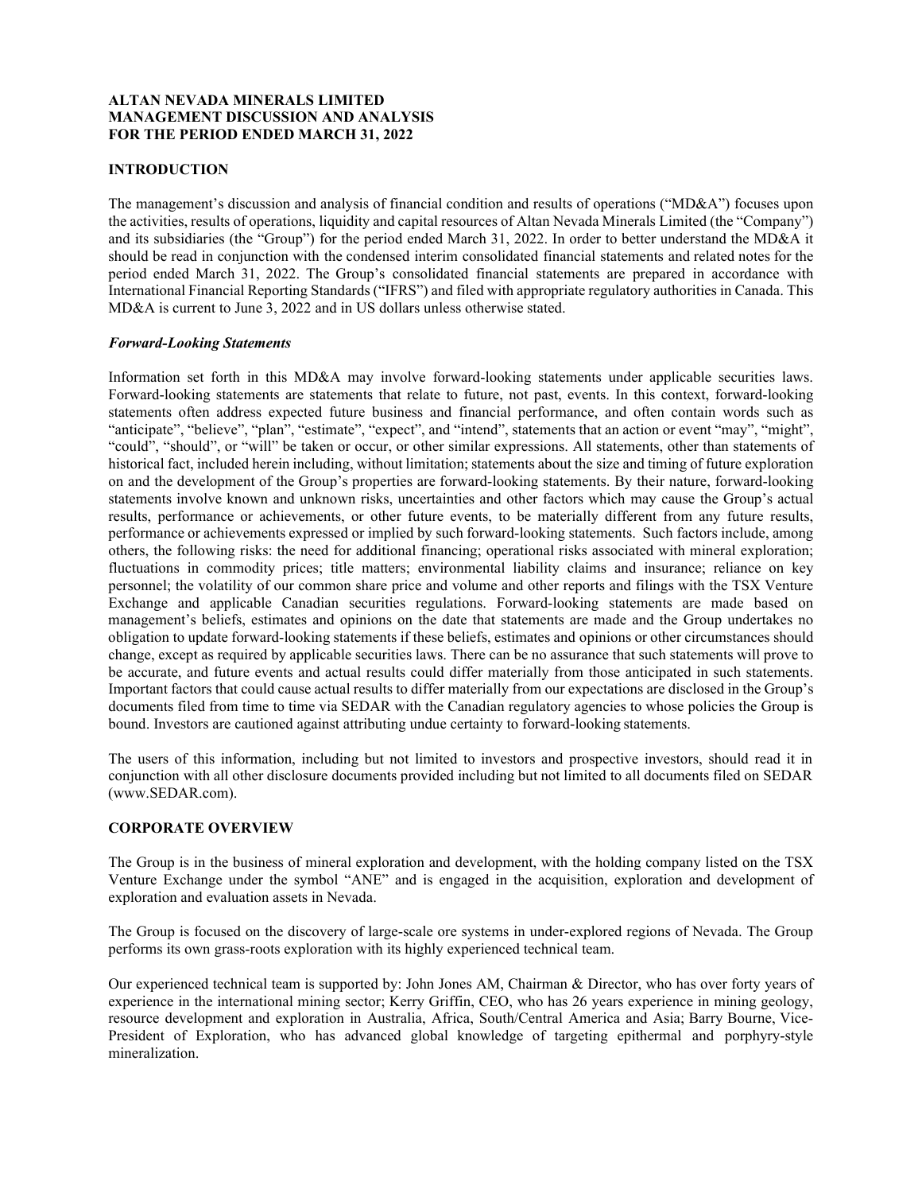**ALTAN NEVADA MINERALS LIMITED**
**MANAGEMENT DISCUSSION AND ANALYSIS**
**FOR THE PERIOD ENDED MARCH 31, 2022**

## INTRODUCTION

The management's discussion and analysis of financial condition and results of operations ("MD&A") focuses upon the activities, results of operations, liquidity and capital resources of Altan Nevada Minerals Limited (the "Company") and its subsidiaries (the "Group") for the period ended March 31, 2022. In order to better understand the MD&A it should be read in conjunction with the condensed interim consolidated financial statements and related notes for the period ended March 31, 2022. The Group's consolidated financial statements are prepared in accordance with International Financial Reporting Standards ("IFRS") and filed with appropriate regulatory authorities in Canada. This MD&A is current to June 3, 2022 and in US dollars unless otherwise stated.

### *Forward-Looking Statements*

Information set forth in this MD&A may involve forward-looking statements under applicable securities laws. Forward-looking statements are statements that relate to future, not past, events. In this context, forward-looking statements often address expected future business and financial performance, and often contain words such as "anticipate", "believe", "plan", "estimate", "expect", and "intend", statements that an action or event "may", "might", "could", "should", or "will" be taken or occur, or other similar expressions. All statements, other than statements of historical fact, included herein including, without limitation; statements about the size and timing of future exploration on and the development of the Group's properties are forward-looking statements. By their nature, forward-looking statements involve known and unknown risks, uncertainties and other factors which may cause the Group's actual results, performance or achievements, or other future events, to be materially different from any future results, performance or achievements expressed or implied by such forward-looking statements. Such factors include, among others, the following risks: the need for additional financing; operational risks associated with mineral exploration; fluctuations in commodity prices; title matters; environmental liability claims and insurance; reliance on key personnel; the volatility of our common share price and volume and other reports and filings with the TSX Venture Exchange and applicable Canadian securities regulations. Forward-looking statements are made based on management's beliefs, estimates and opinions on the date that statements are made and the Group undertakes no obligation to update forward-looking statements if these beliefs, estimates and opinions or other circumstances should change, except as required by applicable securities laws. There can be no assurance that such statements will prove to be accurate, and future events and actual results could differ materially from those anticipated in such statements. Important factors that could cause actual results to differ materially from our expectations are disclosed in the Group's documents filed from time to time via SEDAR with the Canadian regulatory agencies to whose policies the Group is bound. Investors are cautioned against attributing undue certainty to forward-looking statements.

The users of this information, including but not limited to investors and prospective investors, should read it in conjunction with all other disclosure documents provided including but not limited to all documents filed on SEDAR (www.SEDAR.com).

## CORPORATE OVERVIEW

The Group is in the business of mineral exploration and development, with the holding company listed on the TSX Venture Exchange under the symbol "ANE" and is engaged in the acquisition, exploration and development of exploration and evaluation assets in Nevada.

The Group is focused on the discovery of large-scale ore systems in under-explored regions of Nevada. The Group performs its own grass-roots exploration with its highly experienced technical team.

Our experienced technical team is supported by: John Jones AM, Chairman & Director, who has over forty years of experience in the international mining sector; Kerry Griffin, CEO, who has 26 years experience in mining geology, resource development and exploration in Australia, Africa, South/Central America and Asia; Barry Bourne, Vice-President of Exploration, who has advanced global knowledge of targeting epithermal and porphyry-style mineralization.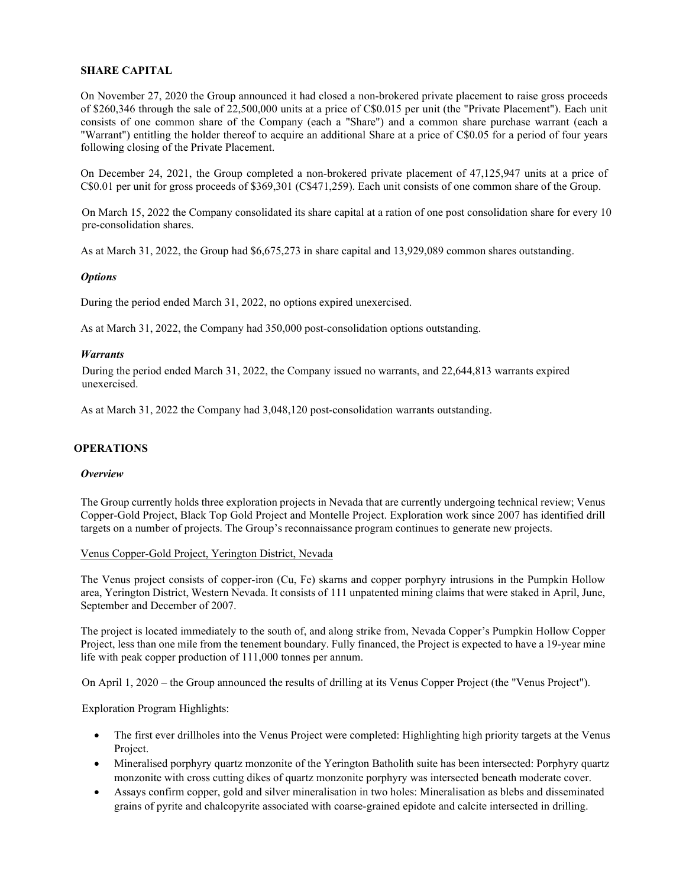## SHARE CAPITAL

On November 27, 2020 the Group announced it had closed a non-brokered private placement to raise gross proceeds of $260,346 through the sale of 22,500,000 units at a price of C$0.015 per unit (the "Private Placement"). Each unit consists of one common share of the Company (each a "Share") and a common share purchase warrant (each a "Warrant") entitling the holder thereof to acquire an additional Share at a price of C$0.05 for a period of four years following closing of the Private Placement.

On December 24, 2021, the Group completed a non-brokered private placement of 47,125,947 units at a price of C$0.01 per unit for gross proceeds of $369,301 (C$471,259). Each unit consists of one common share of the Group.

On March 15, 2022 the Company consolidated its share capital at a ration of one post consolidation share for every 10 pre-consolidation shares.

As at March 31, 2022, the Group had $6,675,273 in share capital and 13,929,089 common shares outstanding.

### *Options*

During the period ended March 31, 2022, no options expired unexercised.

As at March 31, 2022, the Company had 350,000 post-consolidation options outstanding.

### *Warrants*

During the period ended March 31, 2022, the Company issued no warrants, and 22,644,813 warrants expired unexercised.

As at March 31, 2022 the Company had 3,048,120 post-consolidation warrants outstanding.

## OPERATIONS

### *Overview*

The Group currently holds three exploration projects in Nevada that are currently undergoing technical review; Venus Copper-Gold Project, Black Top Gold Project and Montelle Project. Exploration work since 2007 has identified drill targets on a number of projects. The Group's reconnaissance program continues to generate new projects.

<u>Venus Copper-Gold Project, Yerington District, Nevada</u>

The Venus project consists of copper-iron (Cu, Fe) skarns and copper porphyry intrusions in the Pumpkin Hollow area, Yerington District, Western Nevada. It consists of 111 unpatented mining claims that were staked in April, June, September and December of 2007.

The project is located immediately to the south of, and along strike from, Nevada Copper's Pumpkin Hollow Copper Project, less than one mile from the tenement boundary. Fully financed, the Project is expected to have a 19-year mine life with peak copper production of 111,000 tonnes per annum.

On April 1, 2020 – the Group announced the results of drilling at its Venus Copper Project (the "Venus Project").

Exploration Program Highlights:

- The first ever drillholes into the Venus Project were completed: Highlighting high priority targets at the Venus Project.
- Mineralised porphyry quartz monzonite of the Yerington Batholith suite has been intersected: Porphyry quartz monzonite with cross cutting dikes of quartz monzonite porphyry was intersected beneath moderate cover.
- Assays confirm copper, gold and silver mineralisation in two holes: Mineralisation as blebs and disseminated grains of pyrite and chalcopyrite associated with coarse-grained epidote and calcite intersected in drilling.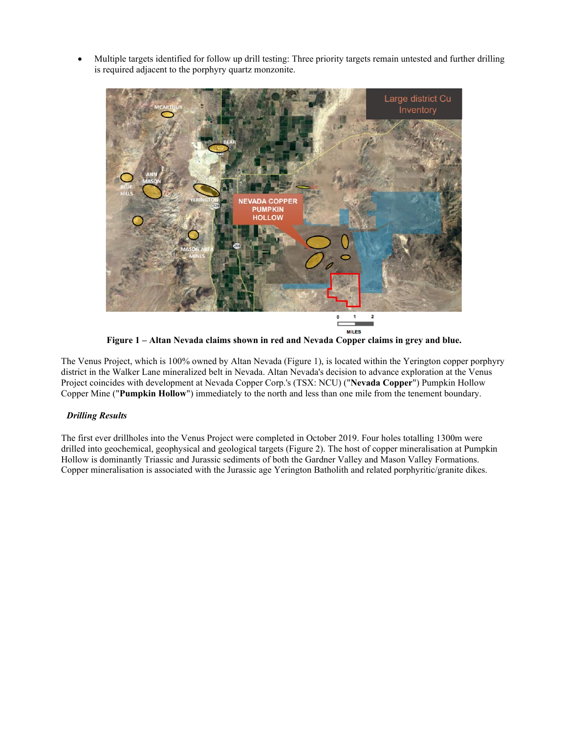- Multiple targets identified for follow up drill testing: Three priority targets remain untested and further drilling is required adjacent to the porphyry quartz monzonite.

**Figure 1 – Altan Nevada claims shown in red and Nevada Copper claims in grey and blue.**

The Venus Project, which is 100% owned by Altan Nevada (Figure 1), is located within the Yerington copper porphyry district in the Walker Lane mineralized belt in Nevada. Altan Nevada's decision to advance exploration at the Venus Project coincides with development at Nevada Copper Corp.'s (TSX: NCU) ("**Nevada Copper**") Pumpkin Hollow Copper Mine ("**Pumpkin Hollow**") immediately to the north and less than one mile from the tenement boundary.

### *Drilling Results*

The first ever drillholes into the Venus Project were completed in October 2019. Four holes totalling 1300m were drilled into geochemical, geophysical and geological targets (Figure 2). The host of copper mineralisation at Pumpkin Hollow is dominantly Triassic and Jurassic sediments of both the Gardner Valley and Mason Valley Formations. Copper mineralisation is associated with the Jurassic age Yerington Batholith and related porphyritic/granite dikes.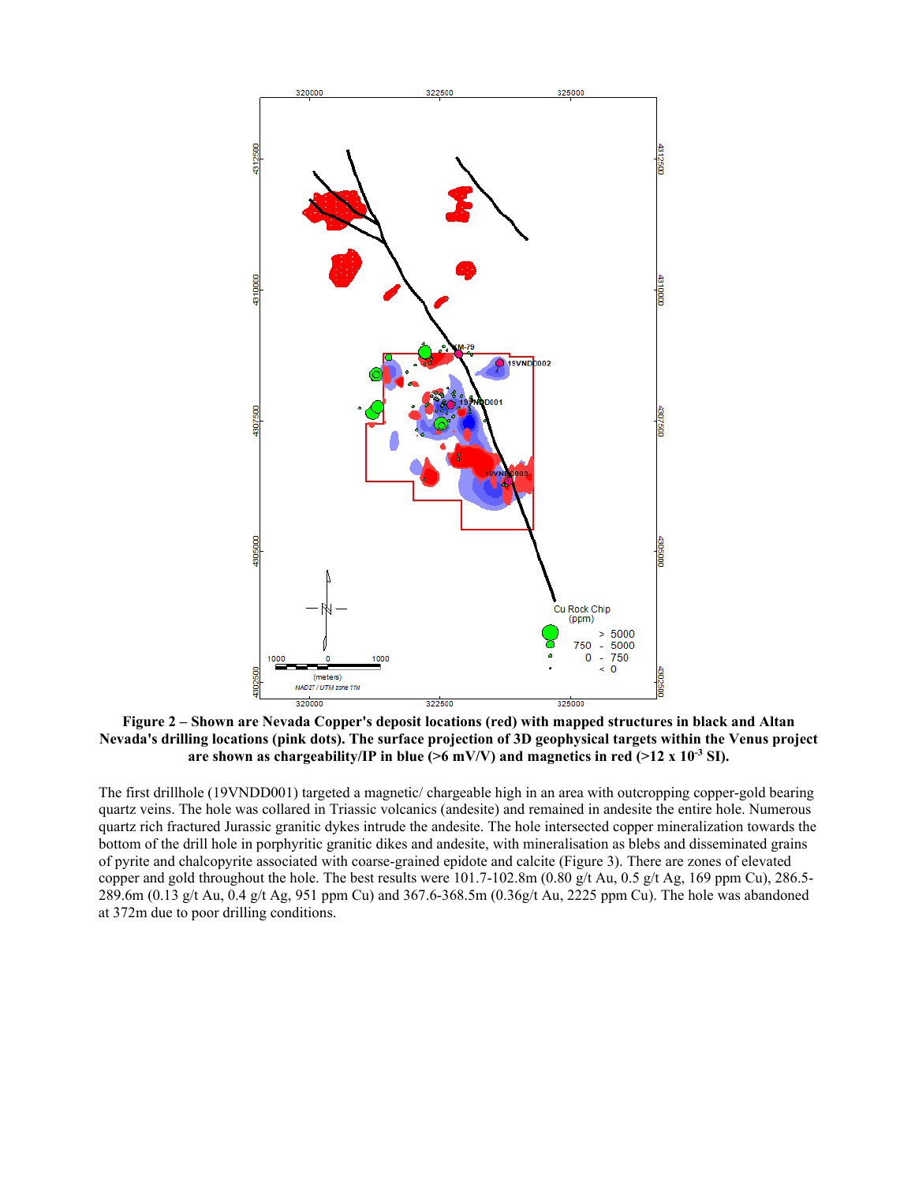**Figure 2 – Shown are Nevada Copper's deposit locations (red) with mapped structures in black and Altan Nevada's drilling locations (pink dots). The surface projection of 3D geophysical targets within the Venus project are shown as chargeability/IP in blue (>6 mV/V) and magnetics in red (>12 x $10^{-3}$ SI).**

The first drillhole (19VNDD001) targeted a magnetic/ chargeable high in an area with outcropping copper-gold bearing quartz veins. The hole was collared in Triassic volcanics (andesite) and remained in andesite the entire hole. Numerous quartz rich fractured Jurassic granitic dykes intrude the andesite. The hole intersected copper mineralization towards the bottom of the drill hole in porphyritic granitic dikes and andesite, with mineralisation as blebs and disseminated grains of pyrite and chalcopyrite associated with coarse-grained epidote and calcite (Figure 3). There are zones of elevated copper and gold throughout the hole. The best results were 101.7-102.8m (0.80 g/t Au, 0.5 g/t Ag, 169 ppm Cu), 286.5-289.6m (0.13 g/t Au, 0.4 g/t Ag, 951 ppm Cu) and 367.6-368.5m (0.36g/t Au, 2225 ppm Cu). The hole was abandoned at 372m due to poor drilling conditions.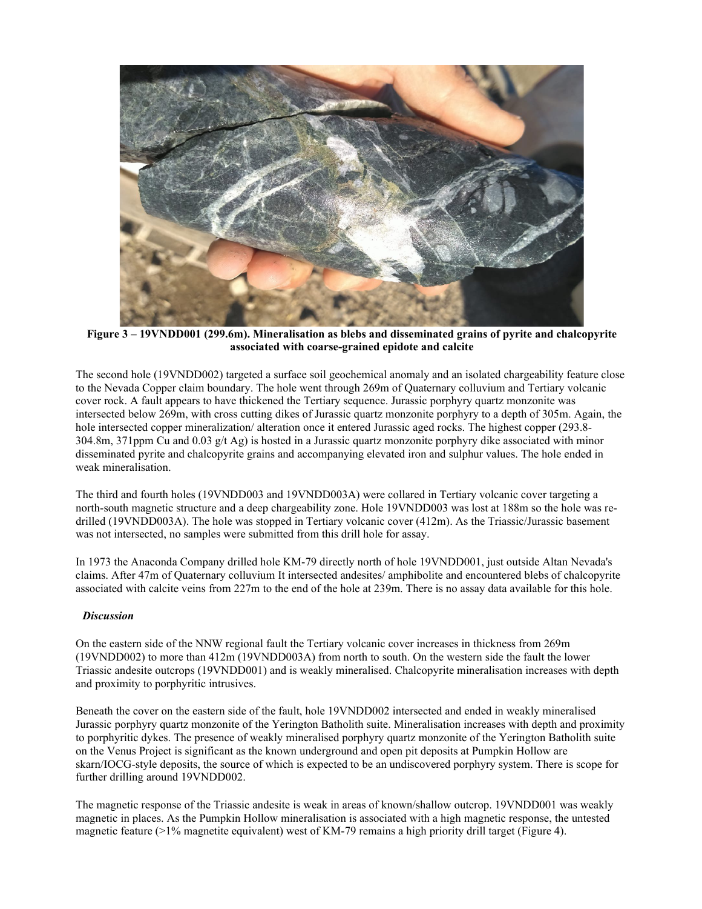**Figure 3 – 19VNDD001 (299.6m). Mineralisation as blebs and disseminated grains of pyrite and chalcopyrite associated with coarse-grained epidote and calcite**

The second hole (19VNDD002) targeted a surface soil geochemical anomaly and an isolated chargeability feature close to the Nevada Copper claim boundary. The hole went through 269m of Quaternary colluvium and Tertiary volcanic cover rock. A fault appears to have thickened the Tertiary sequence. Jurassic porphyry quartz monzonite was intersected below 269m, with cross cutting dikes of Jurassic quartz monzonite porphyry to a depth of 305m. Again, the hole intersected copper mineralization/ alteration once it entered Jurassic aged rocks. The highest copper (293.8-304.8m, 371ppm Cu and 0.03 g/t Ag) is hosted in a Jurassic quartz monzonite porphyry dike associated with minor disseminated pyrite and chalcopyrite grains and accompanying elevated iron and sulphur values. The hole ended in weak mineralisation.

The third and fourth holes (19VNDD003 and 19VNDD003A) were collared in Tertiary volcanic cover targeting a north-south magnetic structure and a deep chargeability zone. Hole 19VNDD003 was lost at 188m so the hole was re-drilled (19VNDD003A). The hole was stopped in Tertiary volcanic cover (412m). As the Triassic/Jurassic basement was not intersected, no samples were submitted from this drill hole for assay.

In 1973 the Anaconda Company drilled hole KM-79 directly north of hole 19VNDD001, just outside Altan Nevada's claims. After 47m of Quaternary colluvium It intersected andesites/ amphibolite and encountered blebs of chalcopyrite associated with calcite veins from 227m to the end of the hole at 239m. There is no assay data available for this hole.

***Discussion***

On the eastern side of the NNW regional fault the Tertiary volcanic cover increases in thickness from 269m (19VNDD002) to more than 412m (19VNDD003A) from north to south. On the western side the fault the lower Triassic andesite outcrops (19VNDD001) and is weakly mineralised. Chalcopyrite mineralisation increases with depth and proximity to porphyritic intrusives.

Beneath the cover on the eastern side of the fault, hole 19VNDD002 intersected and ended in weakly mineralised Jurassic porphyry quartz monzonite of the Yerington Batholith suite. Mineralisation increases with depth and proximity to porphyritic dykes. The presence of weakly mineralised porphyry quartz monzonite of the Yerington Batholith suite on the Venus Project is significant as the known underground and open pit deposits at Pumpkin Hollow are skarn/IOCG-style deposits, the source of which is expected to be an undiscovered porphyry system. There is scope for further drilling around 19VNDD002.

The magnetic response of the Triassic andesite is weak in areas of known/shallow outcrop. 19VNDD001 was weakly magnetic in places. As the Pumpkin Hollow mineralisation is associated with a high magnetic response, the untested magnetic feature (>1% magnetite equivalent) west of KM-79 remains a high priority drill target (Figure 4).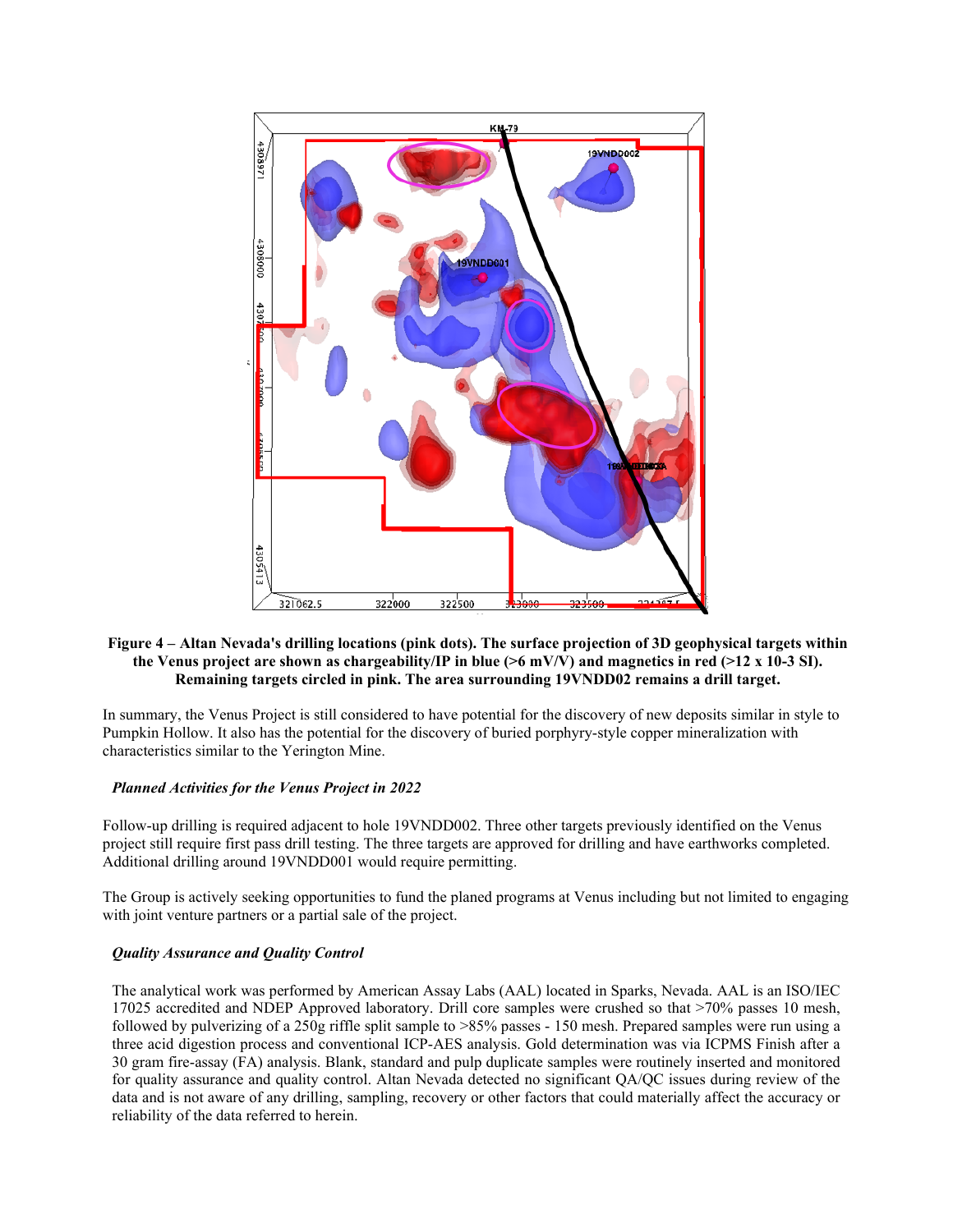**Figure 4 – Altan Nevada's drilling locations (pink dots). The surface projection of 3D geophysical targets within the Venus project are shown as chargeability/IP in blue (>6 mV/V) and magnetics in red (>12 x 10-3 SI). Remaining targets circled in pink. The area surrounding 19VNDD02 remains a drill target.**

In summary, the Venus Project is still considered to have potential for the discovery of new deposits similar in style to Pumpkin Hollow. It also has the potential for the discovery of buried porphyry-style copper mineralization with characteristics similar to the Yerington Mine.

### *Planned Activities for the Venus Project in 2022*

Follow-up drilling is required adjacent to hole 19VNDD002. Three other targets previously identified on the Venus project still require first pass drill testing. The three targets are approved for drilling and have earthworks completed. Additional drilling around 19VNDD001 would require permitting.

The Group is actively seeking opportunities to fund the planed programs at Venus including but not limited to engaging with joint venture partners or a partial sale of the project.

### *Quality Assurance and Quality Control*

The analytical work was performed by American Assay Labs (AAL) located in Sparks, Nevada. AAL is an ISO/IEC 17025 accredited and NDEP Approved laboratory. Drill core samples were crushed so that >70% passes 10 mesh, followed by pulverizing of a 250g riffle split sample to >85% passes - 150 mesh. Prepared samples were run using a three acid digestion process and conventional ICP-AES analysis. Gold determination was via ICPMS Finish after a 30 gram fire-assay (FA) analysis. Blank, standard and pulp duplicate samples were routinely inserted and monitored for quality assurance and quality control. Altan Nevada detected no significant QA/QC issues during review of the data and is not aware of any drilling, sampling, recovery or other factors that could materially affect the accuracy or reliability of the data referred to herein.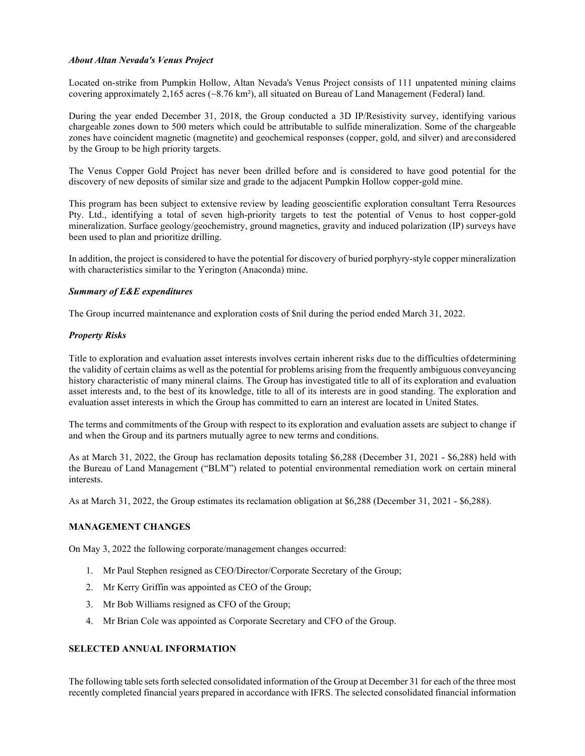***About Altan Nevada's Venus Project***

Located on-strike from Pumpkin Hollow, Altan Nevada's Venus Project consists of 111 unpatented mining claims covering approximately 2,165 acres (~8.76 km²), all situated on Bureau of Land Management (Federal) land.

During the year ended December 31, 2018, the Group conducted a 3D IP/Resistivity survey, identifying various chargeable zones down to 500 meters which could be attributable to sulfide mineralization. Some of the chargeable zones have coincident magnetic (magnetite) and geochemical responses (copper, gold, and silver) and are considered by the Group to be high priority targets.

The Venus Copper Gold Project has never been drilled before and is considered to have good potential for the discovery of new deposits of similar size and grade to the adjacent Pumpkin Hollow copper-gold mine.

This program has been subject to extensive review by leading geoscientific exploration consultant Terra Resources Pty. Ltd., identifying a total of seven high-priority targets to test the potential of Venus to host copper-gold mineralization. Surface geology/geochemistry, ground magnetics, gravity and induced polarization (IP) surveys have been used to plan and prioritize drilling.

In addition, the project is considered to have the potential for discovery of buried porphyry-style copper mineralization with characteristics similar to the Yerington (Anaconda) mine.

***Summary of E&E expenditures***

The Group incurred maintenance and exploration costs of $nil during the period ended March 31, 2022.

***Property Risks***

Title to exploration and evaluation asset interests involves certain inherent risks due to the difficulties of determining the validity of certain claims as well as the potential for problems arising from the frequently ambiguous conveyancing history characteristic of many mineral claims. The Group has investigated title to all of its exploration and evaluation asset interests and, to the best of its knowledge, title to all of its interests are in good standing. The exploration and evaluation asset interests in which the Group has committed to earn an interest are located in United States.

The terms and commitments of the Group with respect to its exploration and evaluation assets are subject to change if and when the Group and its partners mutually agree to new terms and conditions.

As at March 31, 2022, the Group has reclamation deposits totaling $6,288 (December 31, 2021 - $6,288) held with the Bureau of Land Management ("BLM") related to potential environmental remediation work on certain mineral interests.

As at March 31, 2022, the Group estimates its reclamation obligation at $6,288 (December 31, 2021 - $6,288).

## MANAGEMENT CHANGES

On May 3, 2022 the following corporate/management changes occurred:

1. Mr Paul Stephen resigned as CEO/Director/Corporate Secretary of the Group;
2. Mr Kerry Griffin was appointed as CEO of the Group;
3. Mr Bob Williams resigned as CFO of the Group;
4. Mr Brian Cole was appointed as Corporate Secretary and CFO of the Group.

## SELECTED ANNUAL INFORMATION

The following table sets forth selected consolidated information of the Group at December 31 for each of the three most recently completed financial years prepared in accordance with IFRS. The selected consolidated financial information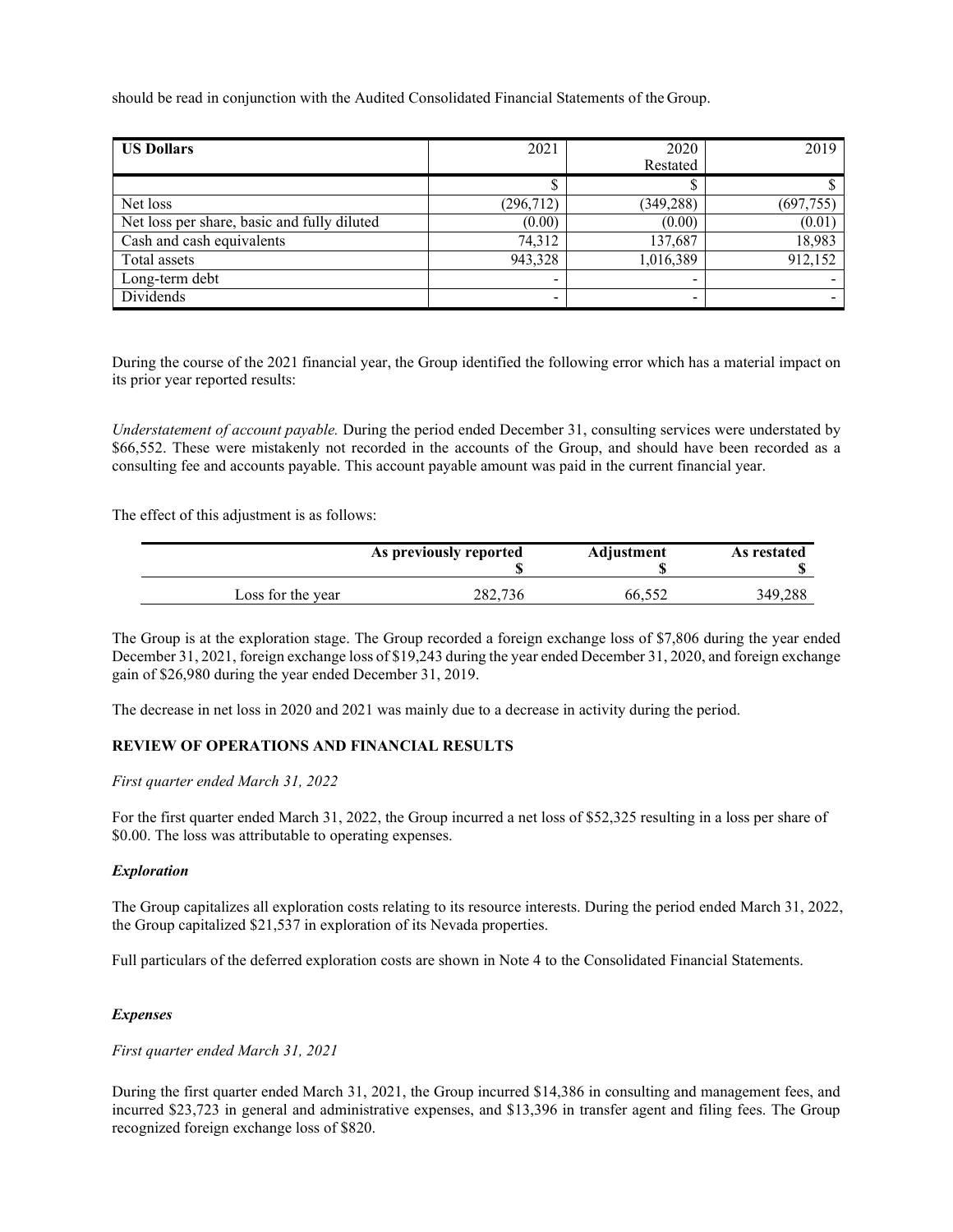should be read in conjunction with the Audited Consolidated Financial Statements of the Group.

| **US Dollars** | 2021 | 2020 Restated | 2019 |
|---|---|---|---|
| | $ | $ | $ |
| Net loss | (296,712) | (349,288) | (697,755) |
| Net loss per share, basic and fully diluted | (0.00) | (0.00) | (0.01) |
| Cash and cash equivalents | 74,312 | 137,687 | 18,983 |
| Total assets | 943,328 | 1,016,389 | 912,152 |
| Long-term debt | - | - | - |
| Dividends | - | - | - |

During the course of the 2021 financial year, the Group identified the following error which has a material impact on its prior year reported results:

*Understatement of account payable.* During the period ended December 31, consulting services were understated by $66,552. These were mistakenly not recorded in the accounts of the Group, and should have been recorded as a consulting fee and accounts payable. This account payable amount was paid in the current financial year.

The effect of this adjustment is as follows:

| | **As previously reported** **$** | **Adjustment** **$** | **As restated** **$** |
|---|---|---|---|
| Loss for the year | 282,736 | 66,552 | 349,288 |

The Group is at the exploration stage. The Group recorded a foreign exchange loss of $7,806 during the year ended December 31, 2021, foreign exchange loss of $19,243 during the year ended December 31, 2020, and foreign exchange gain of $26,980 during the year ended December 31, 2019.

The decrease in net loss in 2020 and 2021 was mainly due to a decrease in activity during the period.

## REVIEW OF OPERATIONS AND FINANCIAL RESULTS

*First quarter ended March 31, 2022*

For the first quarter ended March 31, 2022, the Group incurred a net loss of $52,325 resulting in a loss per share of $0.00. The loss was attributable to operating expenses.

### *Exploration*

The Group capitalizes all exploration costs relating to its resource interests. During the period ended March 31, 2022, the Group capitalized $21,537 in exploration of its Nevada properties.

Full particulars of the deferred exploration costs are shown in Note 4 to the Consolidated Financial Statements.

### *Expenses*

*First quarter ended March 31, 2021*

During the first quarter ended March 31, 2021, the Group incurred $14,386 in consulting and management fees, and incurred $23,723 in general and administrative expenses, and $13,396 in transfer agent and filing fees. The Group recognized foreign exchange loss of $820.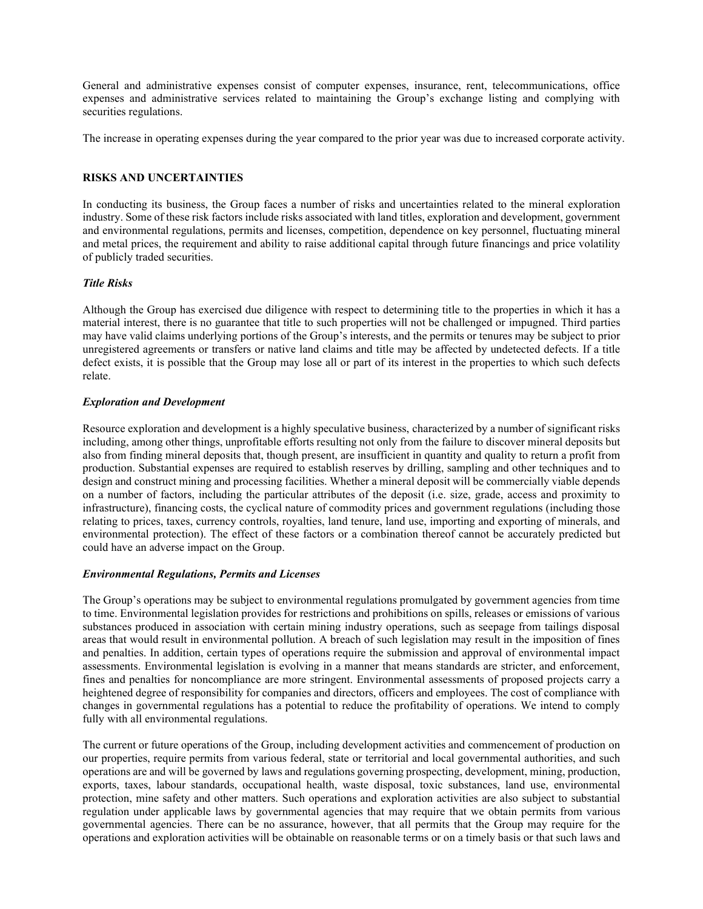General and administrative expenses consist of computer expenses, insurance, rent, telecommunications, office expenses and administrative services related to maintaining the Group's exchange listing and complying with securities regulations.

The increase in operating expenses during the year compared to the prior year was due to increased corporate activity.

## RISKS AND UNCERTAINTIES

In conducting its business, the Group faces a number of risks and uncertainties related to the mineral exploration industry. Some of these risk factors include risks associated with land titles, exploration and development, government and environmental regulations, permits and licenses, competition, dependence on key personnel, fluctuating mineral and metal prices, the requirement and ability to raise additional capital through future financings and price volatility of publicly traded securities.

### *Title Risks*

Although the Group has exercised due diligence with respect to determining title to the properties in which it has a material interest, there is no guarantee that title to such properties will not be challenged or impugned. Third parties may have valid claims underlying portions of the Group's interests, and the permits or tenures may be subject to prior unregistered agreements or transfers or native land claims and title may be affected by undetected defects. If a title defect exists, it is possible that the Group may lose all or part of its interest in the properties to which such defects relate.

### *Exploration and Development*

Resource exploration and development is a highly speculative business, characterized by a number of significant risks including, among other things, unprofitable efforts resulting not only from the failure to discover mineral deposits but also from finding mineral deposits that, though present, are insufficient in quantity and quality to return a profit from production. Substantial expenses are required to establish reserves by drilling, sampling and other techniques and to design and construct mining and processing facilities. Whether a mineral deposit will be commercially viable depends on a number of factors, including the particular attributes of the deposit (i.e. size, grade, access and proximity to infrastructure), financing costs, the cyclical nature of commodity prices and government regulations (including those relating to prices, taxes, currency controls, royalties, land tenure, land use, importing and exporting of minerals, and environmental protection). The effect of these factors or a combination thereof cannot be accurately predicted but could have an adverse impact on the Group.

### *Environmental Regulations, Permits and Licenses*

The Group's operations may be subject to environmental regulations promulgated by government agencies from time to time. Environmental legislation provides for restrictions and prohibitions on spills, releases or emissions of various substances produced in association with certain mining industry operations, such as seepage from tailings disposal areas that would result in environmental pollution. A breach of such legislation may result in the imposition of fines and penalties. In addition, certain types of operations require the submission and approval of environmental impact assessments. Environmental legislation is evolving in a manner that means standards are stricter, and enforcement, fines and penalties for noncompliance are more stringent. Environmental assessments of proposed projects carry a heightened degree of responsibility for companies and directors, officers and employees. The cost of compliance with changes in governmental regulations has a potential to reduce the profitability of operations. We intend to comply fully with all environmental regulations.

The current or future operations of the Group, including development activities and commencement of production on our properties, require permits from various federal, state or territorial and local governmental authorities, and such operations are and will be governed by laws and regulations governing prospecting, development, mining, production, exports, taxes, labour standards, occupational health, waste disposal, toxic substances, land use, environmental protection, mine safety and other matters. Such operations and exploration activities are also subject to substantial regulation under applicable laws by governmental agencies that may require that we obtain permits from various governmental agencies. There can be no assurance, however, that all permits that the Group may require for the operations and exploration activities will be obtainable on reasonable terms or on a timely basis or that such laws and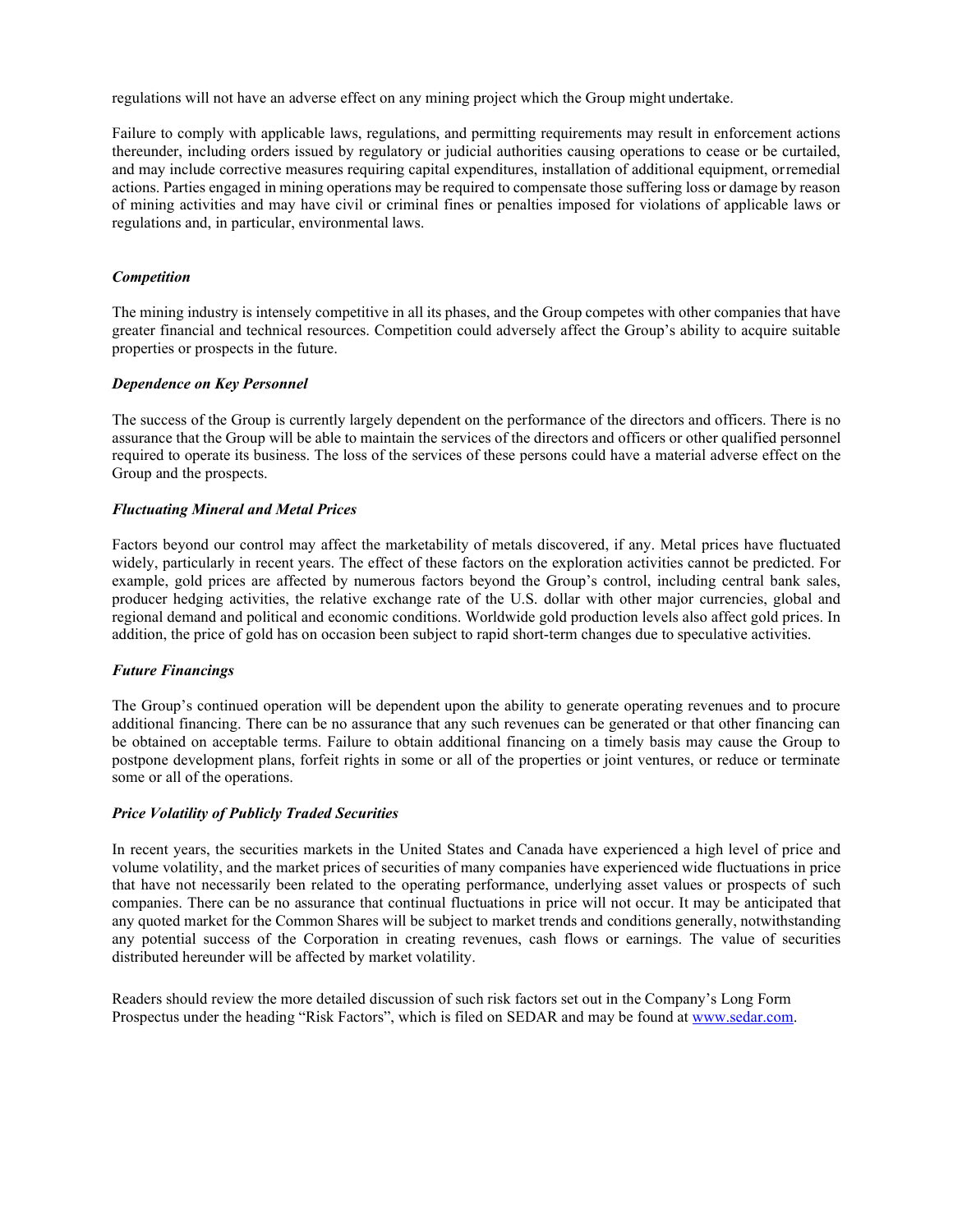regulations will not have an adverse effect on any mining project which the Group might undertake.

Failure to comply with applicable laws, regulations, and permitting requirements may result in enforcement actions thereunder, including orders issued by regulatory or judicial authorities causing operations to cease or be curtailed, and may include corrective measures requiring capital expenditures, installation of additional equipment, or remedial actions. Parties engaged in mining operations may be required to compensate those suffering loss or damage by reason of mining activities and may have civil or criminal fines or penalties imposed for violations of applicable laws or regulations and, in particular, environmental laws.

***Competition***

The mining industry is intensely competitive in all its phases, and the Group competes with other companies that have greater financial and technical resources. Competition could adversely affect the Group's ability to acquire suitable properties or prospects in the future.

***Dependence on Key Personnel***

The success of the Group is currently largely dependent on the performance of the directors and officers. There is no assurance that the Group will be able to maintain the services of the directors and officers or other qualified personnel required to operate its business. The loss of the services of these persons could have a material adverse effect on the Group and the prospects.

***Fluctuating Mineral and Metal Prices***

Factors beyond our control may affect the marketability of metals discovered, if any. Metal prices have fluctuated widely, particularly in recent years. The effect of these factors on the exploration activities cannot be predicted. For example, gold prices are affected by numerous factors beyond the Group's control, including central bank sales, producer hedging activities, the relative exchange rate of the U.S. dollar with other major currencies, global and regional demand and political and economic conditions. Worldwide gold production levels also affect gold prices. In addition, the price of gold has on occasion been subject to rapid short-term changes due to speculative activities.

***Future Financings***

The Group's continued operation will be dependent upon the ability to generate operating revenues and to procure additional financing. There can be no assurance that any such revenues can be generated or that other financing can be obtained on acceptable terms. Failure to obtain additional financing on a timely basis may cause the Group to postpone development plans, forfeit rights in some or all of the properties or joint ventures, or reduce or terminate some or all of the operations.

***Price Volatility of Publicly Traded Securities***

In recent years, the securities markets in the United States and Canada have experienced a high level of price and volume volatility, and the market prices of securities of many companies have experienced wide fluctuations in price that have not necessarily been related to the operating performance, underlying asset values or prospects of such companies. There can be no assurance that continual fluctuations in price will not occur. It may be anticipated that any quoted market for the Common Shares will be subject to market trends and conditions generally, notwithstanding any potential success of the Corporation in creating revenues, cash flows or earnings. The value of securities distributed hereunder will be affected by market volatility.

Readers should review the more detailed discussion of such risk factors set out in the Company's Long Form Prospectus under the heading "Risk Factors", which is filed on SEDAR and may be found at www.sedar.com.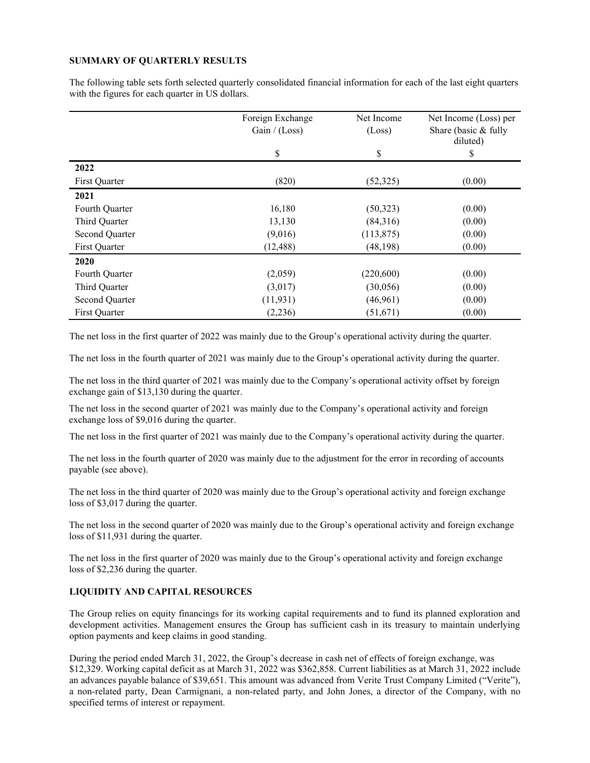## SUMMARY OF QUARTERLY RESULTS

The following table sets forth selected quarterly consolidated financial information for each of the last eight quarters with the figures for each quarter in US dollars.

| | Foreign Exchange Gain / (Loss) | Net Income (Loss) | Net Income (Loss) per Share (basic & fully diluted) |
|---|---|---|---|
| | $ | $ | $ |
| **2022** | | | |
| First Quarter | (820) | (52,325) | (0.00) |
| **2021** | | | |
| Fourth Quarter | 16,180 | (50,323) | (0.00) |
| Third Quarter | 13,130 | (84,316) | (0.00) |
| Second Quarter | (9,016) | (113,875) | (0.00) |
| First Quarter | (12,488) | (48,198) | (0.00) |
| **2020** | | | |
| Fourth Quarter | (2,059) | (220,600) | (0.00) |
| Third Quarter | (3,017) | (30,056) | (0.00) |
| Second Quarter | (11,931) | (46,961) | (0.00) |
| First Quarter | (2,236) | (51,671) | (0.00) |

The net loss in the first quarter of 2022 was mainly due to the Group's operational activity during the quarter.

The net loss in the fourth quarter of 2021 was mainly due to the Group's operational activity during the quarter.

The net loss in the third quarter of 2021 was mainly due to the Company's operational activity offset by foreign exchange gain of $13,130 during the quarter.

The net loss in the second quarter of 2021 was mainly due to the Company's operational activity and foreign exchange loss of $9,016 during the quarter.

The net loss in the first quarter of 2021 was mainly due to the Company's operational activity during the quarter.

The net loss in the fourth quarter of 2020 was mainly due to the adjustment for the error in recording of accounts payable (see above).

The net loss in the third quarter of 2020 was mainly due to the Group's operational activity and foreign exchange loss of $3,017 during the quarter.

The net loss in the second quarter of 2020 was mainly due to the Group's operational activity and foreign exchange loss of $11,931 during the quarter.

The net loss in the first quarter of 2020 was mainly due to the Group's operational activity and foreign exchange loss of $2,236 during the quarter.

## LIQUIDITY AND CAPITAL RESOURCES

The Group relies on equity financings for its working capital requirements and to fund its planned exploration and development activities. Management ensures the Group has sufficient cash in its treasury to maintain underlying option payments and keep claims in good standing.

During the period ended March 31, 2022, the Group's decrease in cash net of effects of foreign exchange, was $12,329. Working capital deficit as at March 31, 2022 was $362,858. Current liabilities as at March 31, 2022 include an advances payable balance of $39,651. This amount was advanced from Verite Trust Company Limited ("Verite"), a non-related party, Dean Carmignani, a non-related party, and John Jones, a director of the Company, with no specified terms of interest or repayment.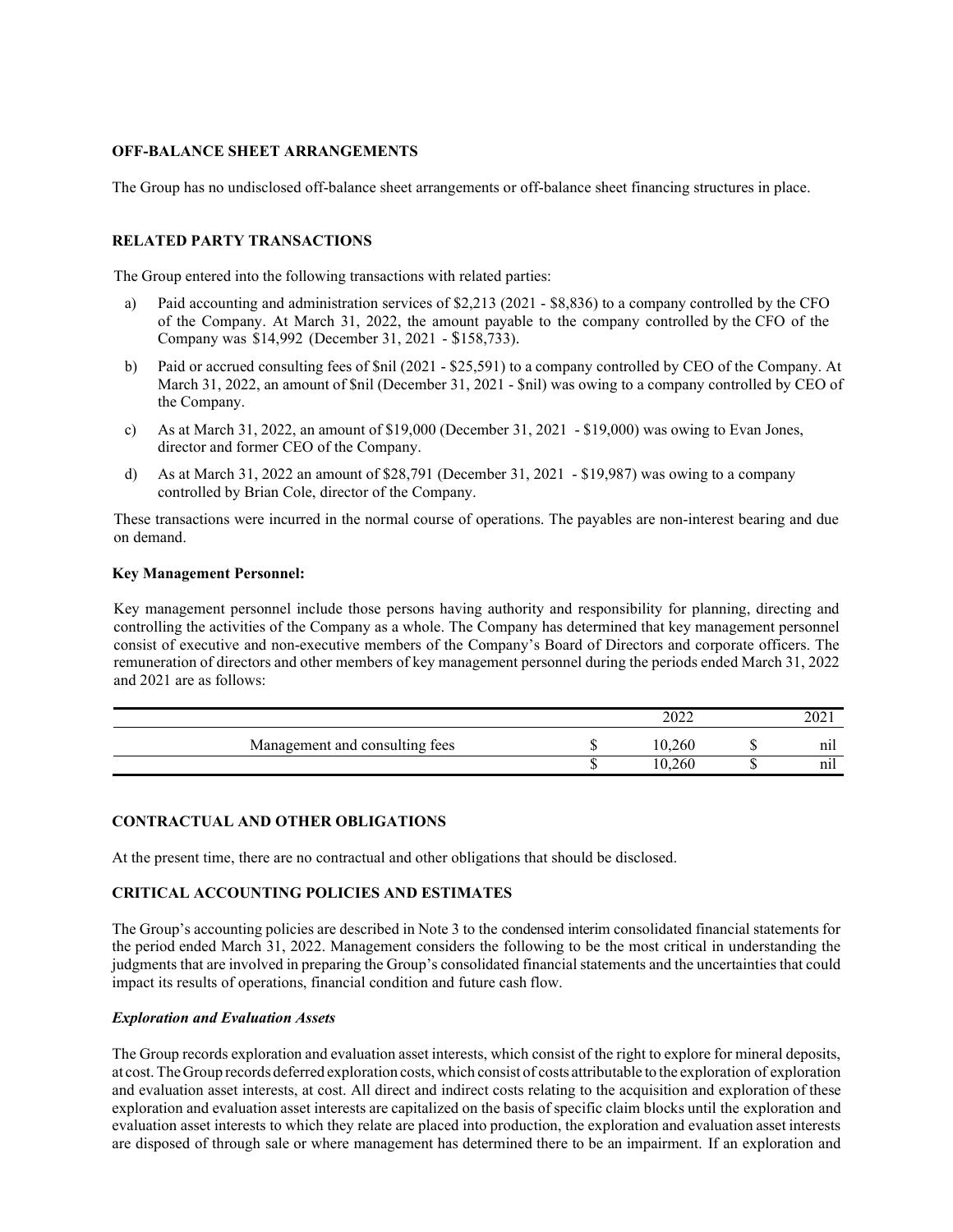## OFF-BALANCE SHEET ARRANGEMENTS

The Group has no undisclosed off-balance sheet arrangements or off-balance sheet financing structures in place.

## RELATED PARTY TRANSACTIONS

The Group entered into the following transactions with related parties:

a) Paid accounting and administration services of $2,213 (2021 - $8,836) to a company controlled by the CFO of the Company. At March 31, 2022, the amount payable to the company controlled by the CFO of the Company was $14,992 (December 31, 2021 - $158,733).

b) Paid or accrued consulting fees of $nil (2021 - $25,591) to a company controlled by CEO of the Company. At March 31, 2022, an amount of $nil (December 31, 2021 - $nil) was owing to a company controlled by CEO of the Company.

c) As at March 31, 2022, an amount of $19,000 (December 31, 2021 - $19,000) was owing to Evan Jones, director and former CEO of the Company.

d) As at March 31, 2022 an amount of $28,791 (December 31, 2021 - $19,987) was owing to a company controlled by Brian Cole, director of the Company.

These transactions were incurred in the normal course of operations. The payables are non-interest bearing and due on demand.

**Key Management Personnel:**

Key management personnel include those persons having authority and responsibility for planning, directing and controlling the activities of the Company as a whole. The Company has determined that key management personnel consist of executive and non-executive members of the Company's Board of Directors and corporate officers. The remuneration of directors and other members of key management personnel during the periods ended March 31, 2022 and 2021 are as follows:

| | | 2022 | | 2021 |
|---|---|---|---|---|
| Management and consulting fees | $ | 10,260 | $ | nil |
| | $ | 10,260 | $ | nil |

## CONTRACTUAL AND OTHER OBLIGATIONS

At the present time, there are no contractual and other obligations that should be disclosed.

## CRITICAL ACCOUNTING POLICIES AND ESTIMATES

The Group's accounting policies are described in Note 3 to the condensed interim consolidated financial statements for the period ended March 31, 2022. Management considers the following to be the most critical in understanding the judgments that are involved in preparing the Group's consolidated financial statements and the uncertainties that could impact its results of operations, financial condition and future cash flow.

### *Exploration and Evaluation Assets*

The Group records exploration and evaluation asset interests, which consist of the right to explore for mineral deposits, at cost. The Group records deferred exploration costs, which consist of costs attributable to the exploration of exploration and evaluation asset interests, at cost. All direct and indirect costs relating to the acquisition and exploration of these exploration and evaluation asset interests are capitalized on the basis of specific claim blocks until the exploration and evaluation asset interests to which they relate are placed into production, the exploration and evaluation asset interests are disposed of through sale or where management has determined there to be an impairment. If an exploration and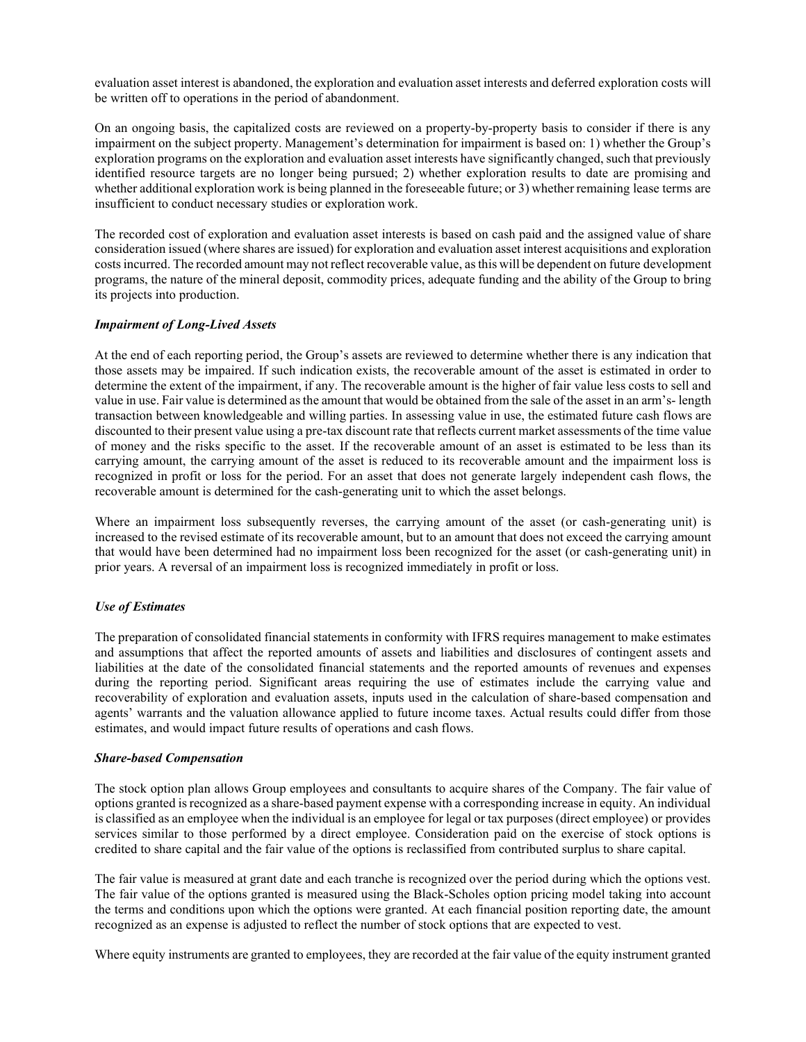evaluation asset interest is abandoned, the exploration and evaluation asset interests and deferred exploration costs will be written off to operations in the period of abandonment.

On an ongoing basis, the capitalized costs are reviewed on a property-by-property basis to consider if there is any impairment on the subject property. Management's determination for impairment is based on: 1) whether the Group's exploration programs on the exploration and evaluation asset interests have significantly changed, such that previously identified resource targets are no longer being pursued; 2) whether exploration results to date are promising and whether additional exploration work is being planned in the foreseeable future; or 3) whether remaining lease terms are insufficient to conduct necessary studies or exploration work.

The recorded cost of exploration and evaluation asset interests is based on cash paid and the assigned value of share consideration issued (where shares are issued) for exploration and evaluation asset interest acquisitions and exploration costs incurred. The recorded amount may not reflect recoverable value, as this will be dependent on future development programs, the nature of the mineral deposit, commodity prices, adequate funding and the ability of the Group to bring its projects into production.

***Impairment of Long-Lived Assets***

At the end of each reporting period, the Group's assets are reviewed to determine whether there is any indication that those assets may be impaired. If such indication exists, the recoverable amount of the asset is estimated in order to determine the extent of the impairment, if any. The recoverable amount is the higher of fair value less costs to sell and value in use. Fair value is determined as the amount that would be obtained from the sale of the asset in an arm's- length transaction between knowledgeable and willing parties. In assessing value in use, the estimated future cash flows are discounted to their present value using a pre-tax discount rate that reflects current market assessments of the time value of money and the risks specific to the asset. If the recoverable amount of an asset is estimated to be less than its carrying amount, the carrying amount of the asset is reduced to its recoverable amount and the impairment loss is recognized in profit or loss for the period. For an asset that does not generate largely independent cash flows, the recoverable amount is determined for the cash-generating unit to which the asset belongs.

Where an impairment loss subsequently reverses, the carrying amount of the asset (or cash-generating unit) is increased to the revised estimate of its recoverable amount, but to an amount that does not exceed the carrying amount that would have been determined had no impairment loss been recognized for the asset (or cash-generating unit) in prior years. A reversal of an impairment loss is recognized immediately in profit or loss.

*Use of Estimates*

The preparation of consolidated financial statements in conformity with IFRS requires management to make estimates and assumptions that affect the reported amounts of assets and liabilities and disclosures of contingent assets and liabilities at the date of the consolidated financial statements and the reported amounts of revenues and expenses during the reporting period. Significant areas requiring the use of estimates include the carrying value and recoverability of exploration and evaluation assets, inputs used in the calculation of share-based compensation and agents' warrants and the valuation allowance applied to future income taxes. Actual results could differ from those estimates, and would impact future results of operations and cash flows.

***Share-based Compensation***

The stock option plan allows Group employees and consultants to acquire shares of the Company. The fair value of options granted is recognized as a share-based payment expense with a corresponding increase in equity. An individual is classified as an employee when the individual is an employee for legal or tax purposes (direct employee) or provides services similar to those performed by a direct employee. Consideration paid on the exercise of stock options is credited to share capital and the fair value of the options is reclassified from contributed surplus to share capital.

The fair value is measured at grant date and each tranche is recognized over the period during which the options vest. The fair value of the options granted is measured using the Black-Scholes option pricing model taking into account the terms and conditions upon which the options were granted. At each financial position reporting date, the amount recognized as an expense is adjusted to reflect the number of stock options that are expected to vest.

Where equity instruments are granted to employees, they are recorded at the fair value of the equity instrument granted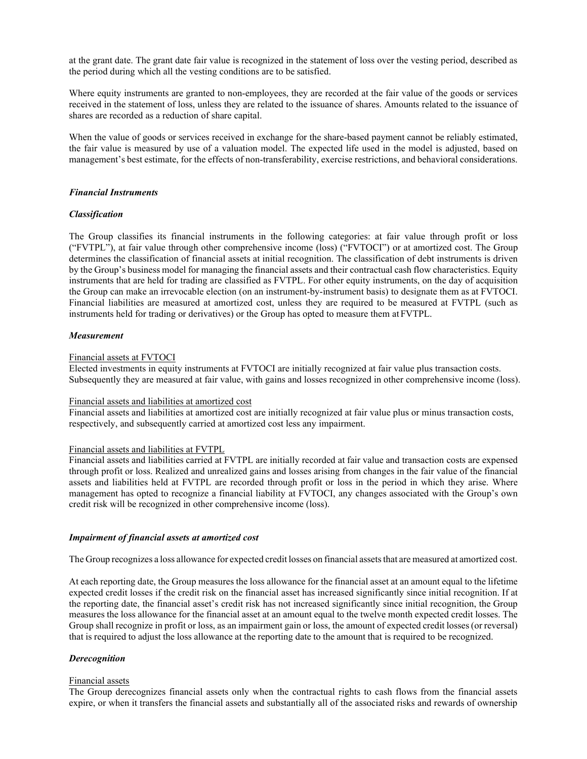at the grant date. The grant date fair value is recognized in the statement of loss over the vesting period, described as the period during which all the vesting conditions are to be satisfied.

Where equity instruments are granted to non-employees, they are recorded at the fair value of the goods or services received in the statement of loss, unless they are related to the issuance of shares. Amounts related to the issuance of shares are recorded as a reduction of share capital.

When the value of goods or services received in exchange for the share-based payment cannot be reliably estimated, the fair value is measured by use of a valuation model. The expected life used in the model is adjusted, based on management's best estimate, for the effects of non-transferability, exercise restrictions, and behavioral considerations.

***Financial Instruments***

***Classification***

The Group classifies its financial instruments in the following categories: at fair value through profit or loss ("FVTPL"), at fair value through other comprehensive income (loss) ("FVTOCI") or at amortized cost. The Group determines the classification of financial assets at initial recognition. The classification of debt instruments is driven by the Group's business model for managing the financial assets and their contractual cash flow characteristics. Equity instruments that are held for trading are classified as FVTPL. For other equity instruments, on the day of acquisition the Group can make an irrevocable election (on an instrument-by-instrument basis) to designate them as at FVTOCI. Financial liabilities are measured at amortized cost, unless they are required to be measured at FVTPL (such as instruments held for trading or derivatives) or the Group has opted to measure them at FVTPL.

***Measurement***

<u>Financial assets at FVTOCI</u>
Elected investments in equity instruments at FVTOCI are initially recognized at fair value plus transaction costs. Subsequently they are measured at fair value, with gains and losses recognized in other comprehensive income (loss).

<u>Financial assets and liabilities at amortized cost</u>
Financial assets and liabilities at amortized cost are initially recognized at fair value plus or minus transaction costs, respectively, and subsequently carried at amortized cost less any impairment.

<u>Financial assets and liabilities at FVTPL</u>
Financial assets and liabilities carried at FVTPL are initially recorded at fair value and transaction costs are expensed through profit or loss. Realized and unrealized gains and losses arising from changes in the fair value of the financial assets and liabilities held at FVTPL are recorded through profit or loss in the period in which they arise. Where management has opted to recognize a financial liability at FVTOCI, any changes associated with the Group's own credit risk will be recognized in other comprehensive income (loss).

***Impairment of financial assets at amortized cost***

The Group recognizes a loss allowance for expected credit losses on financial assets that are measured at amortized cost.

At each reporting date, the Group measures the loss allowance for the financial asset at an amount equal to the lifetime expected credit losses if the credit risk on the financial asset has increased significantly since initial recognition. If at the reporting date, the financial asset's credit risk has not increased significantly since initial recognition, the Group measures the loss allowance for the financial asset at an amount equal to the twelve month expected credit losses. The Group shall recognize in profit or loss, as an impairment gain or loss, the amount of expected credit losses (or reversal) that is required to adjust the loss allowance at the reporting date to the amount that is required to be recognized.

***Derecognition***

<u>Financial assets</u>
The Group derecognizes financial assets only when the contractual rights to cash flows from the financial assets expire, or when it transfers the financial assets and substantially all of the associated risks and rewards of ownership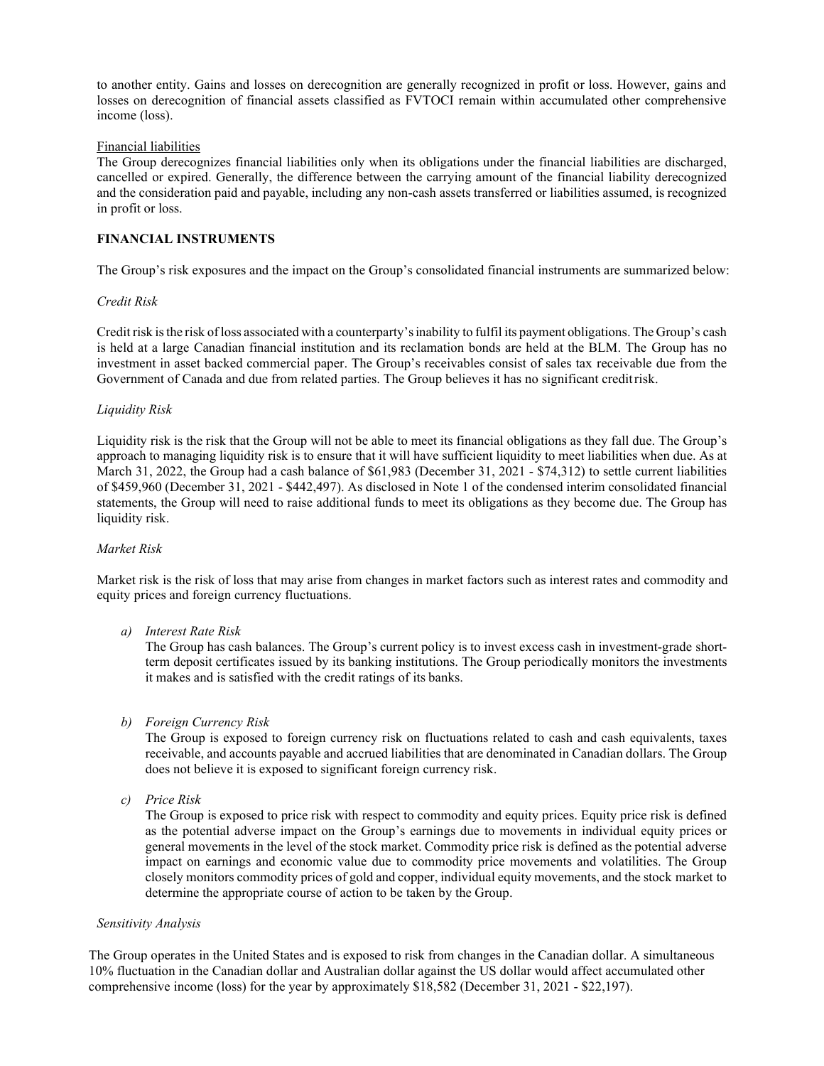to another entity. Gains and losses on derecognition are generally recognized in profit or loss. However, gains and losses on derecognition of financial assets classified as FVTOCI remain within accumulated other comprehensive income (loss).

Financial liabilities

The Group derecognizes financial liabilities only when its obligations under the financial liabilities are discharged, cancelled or expired. Generally, the difference between the carrying amount of the financial liability derecognized and the consideration paid and payable, including any non-cash assets transferred or liabilities assumed, is recognized in profit or loss.

## FINANCIAL INSTRUMENTS

The Group's risk exposures and the impact on the Group's consolidated financial instruments are summarized below:

*Credit Risk*

Credit risk is the risk of loss associated with a counterparty's inability to fulfil its payment obligations. The Group's cash is held at a large Canadian financial institution and its reclamation bonds are held at the BLM. The Group has no investment in asset backed commercial paper. The Group's receivables consist of sales tax receivable due from the Government of Canada and due from related parties. The Group believes it has no significant credit risk.

*Liquidity Risk*

Liquidity risk is the risk that the Group will not be able to meet its financial obligations as they fall due. The Group's approach to managing liquidity risk is to ensure that it will have sufficient liquidity to meet liabilities when due. As at March 31, 2022, the Group had a cash balance of $61,983 (December 31, 2021 - $74,312) to settle current liabilities of $459,960 (December 31, 2021 - $442,497). As disclosed in Note 1 of the condensed interim consolidated financial statements, the Group will need to raise additional funds to meet its obligations as they become due. The Group has liquidity risk.

*Market Risk*

Market risk is the risk of loss that may arise from changes in market factors such as interest rates and commodity and equity prices and foreign currency fluctuations.

a) *Interest Rate Risk*
   The Group has cash balances. The Group's current policy is to invest excess cash in investment-grade short-term deposit certificates issued by its banking institutions. The Group periodically monitors the investments it makes and is satisfied with the credit ratings of its banks.

b) *Foreign Currency Risk*
   The Group is exposed to foreign currency risk on fluctuations related to cash and cash equivalents, taxes receivable, and accounts payable and accrued liabilities that are denominated in Canadian dollars. The Group does not believe it is exposed to significant foreign currency risk.

c) *Price Risk*
   The Group is exposed to price risk with respect to commodity and equity prices. Equity price risk is defined as the potential adverse impact on the Group's earnings due to movements in individual equity prices or general movements in the level of the stock market. Commodity price risk is defined as the potential adverse impact on earnings and economic value due to commodity price movements and volatilities. The Group closely monitors commodity prices of gold and copper, individual equity movements, and the stock market to determine the appropriate course of action to be taken by the Group.

*Sensitivity Analysis*

The Group operates in the United States and is exposed to risk from changes in the Canadian dollar. A simultaneous 10% fluctuation in the Canadian dollar and Australian dollar against the US dollar would affect accumulated other comprehensive income (loss) for the year by approximately $18,582 (December 31, 2021 - $22,197).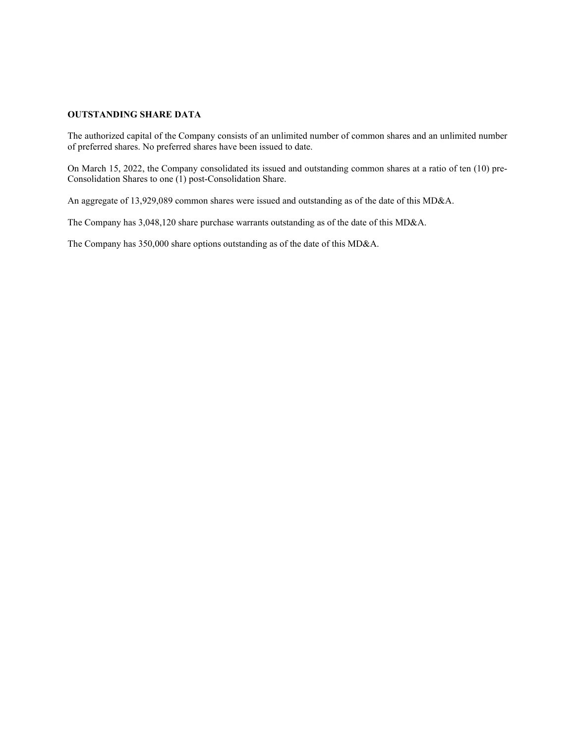**OUTSTANDING SHARE DATA**

The authorized capital of the Company consists of an unlimited number of common shares and an unlimited number of preferred shares. No preferred shares have been issued to date.

On March 15, 2022, the Company consolidated its issued and outstanding common shares at a ratio of ten (10) pre-Consolidation Shares to one (1) post-Consolidation Share.

An aggregate of 13,929,089 common shares were issued and outstanding as of the date of this MD&A.

The Company has 3,048,120 share purchase warrants outstanding as of the date of this MD&A.

The Company has 350,000 share options outstanding as of the date of this MD&A.